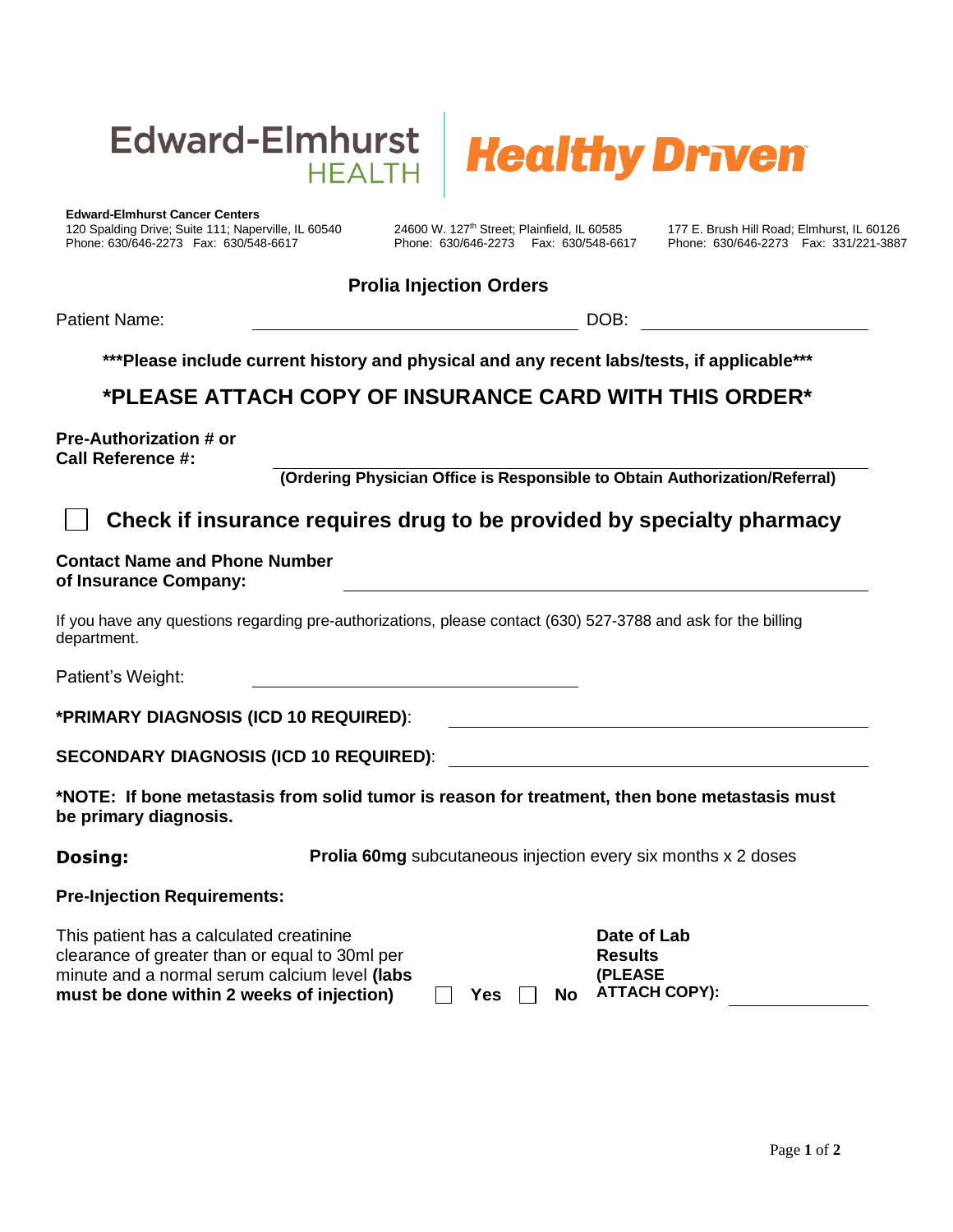Edward-Elmhurst HEALTH | Healthy Driven

**Edward-Elmhurst Cancer Centers**

120 Spalding Drive; Suite 111; Naperville, IL 60540
Phone: 630/646-2273 Fax: 630/548-6617

24600 W. 127th Street; Plainfield, IL 60585
Phone: 630/646-2273 Fax: 630/548-6617

177 E. Brush Hill Road; Elmhurst, IL 60126
Phone: 630/646-2273 Fax: 331/221-3887

## Prolia Injection Orders

Patient Name: ______________________________ DOB: ____________________

**\*\*\*Please include current history and physical and any recent labs/tests, if applicable\*\*\***

## \*PLEASE ATTACH COPY OF INSURANCE CARD WITH THIS ORDER\*

**Pre-Authorization # or Call Reference #:** ______________________________

**(Ordering Physician Office is Responsible to Obtain Authorization/Referral)**

☐ **Check if insurance requires drug to be provided by specialty pharmacy**

**Contact Name and Phone Number of Insurance Company:** ______________________________

If you have any questions regarding pre-authorizations, please contact (630) 527-3788 and ask for the billing department.

Patient's Weight: ______________________________

**\*PRIMARY DIAGNOSIS (ICD 10 REQUIRED)**: ______________________________

**SECONDARY DIAGNOSIS (ICD 10 REQUIRED)**: ______________________________

**\*NOTE: If bone metastasis from solid tumor is reason for treatment, then bone metastasis must be primary diagnosis.**

**Dosing:** **Prolia 60mg** subcutaneous injection every six months x 2 doses

**Pre-Injection Requirements:**

This patient has a calculated creatinine clearance of greater than or equal to 30ml per minute and a normal serum calcium level **(labs must be done within 2 weeks of injection)** ☐ **Yes** ☐ **No**

**Date of Lab Results (PLEASE ATTACH COPY):** ____________________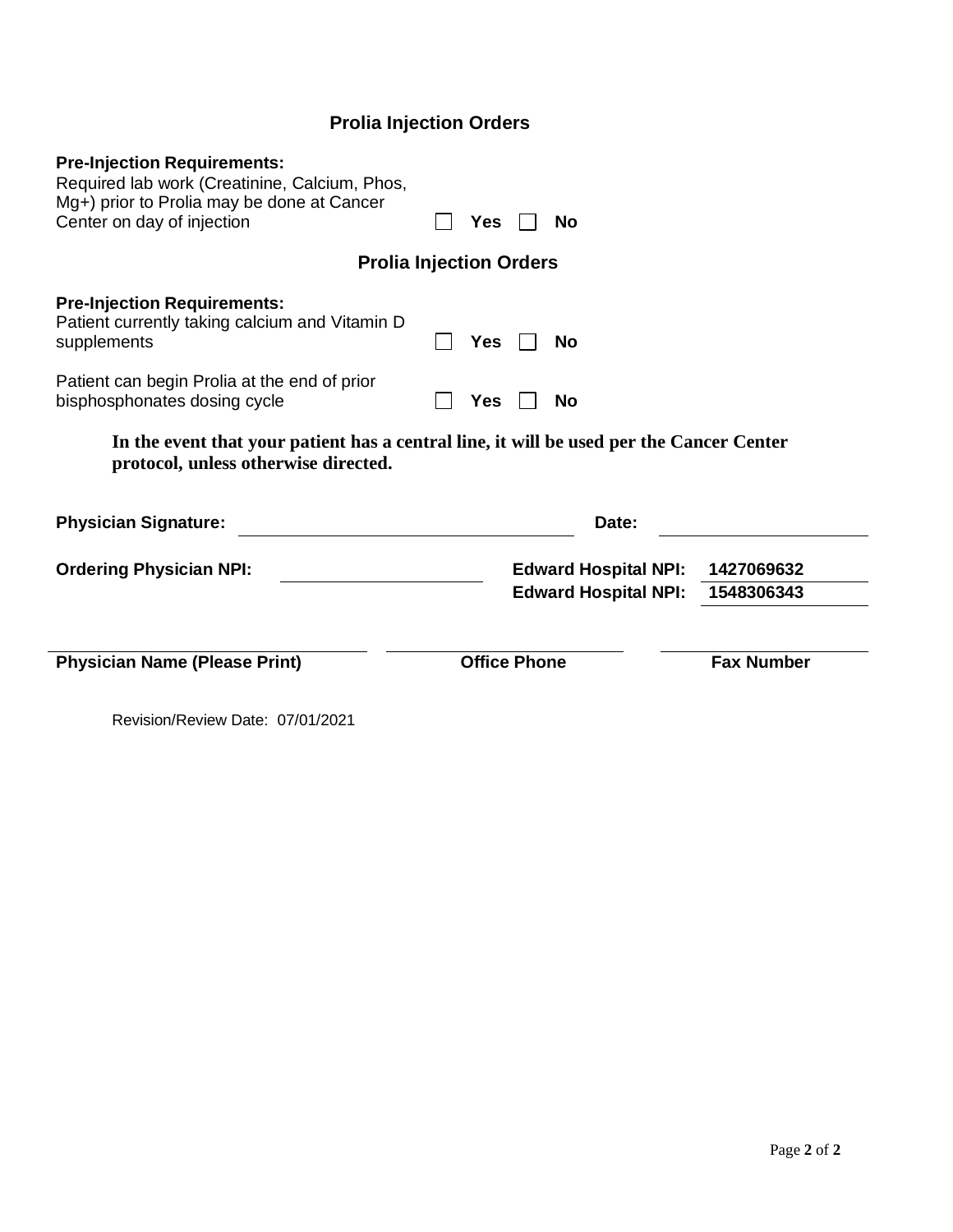## Prolia Injection Orders

**Pre-Injection Requirements:**
Required lab work (Creatinine, Calcium, Phos, Mg+) prior to Prolia may be done at Cancer Center on day of injection ☐ **Yes** ☐ **No**

## Prolia Injection Orders

**Pre-Injection Requirements:**
Patient currently taking calcium and Vitamin D supplements ☐ **Yes** ☐ **No**

Patient can begin Prolia at the end of prior bisphosphonates dosing cycle ☐ **Yes** ☐ **No**

**In the event that your patient has a central line, it will be used per the Cancer Center protocol, unless otherwise directed.**

**Physician Signature:** ______________________________ **Date:** ________________

**Ordering Physician NPI:** ________________ **Edward Hospital NPI:** **1427069632**
**Edward Hospital NPI:** **1548306343**

______________________________ ______________________________ ________________
**Physician Name (Please Print)** **Office Phone** **Fax Number**

Revision/Review Date: 07/01/2021